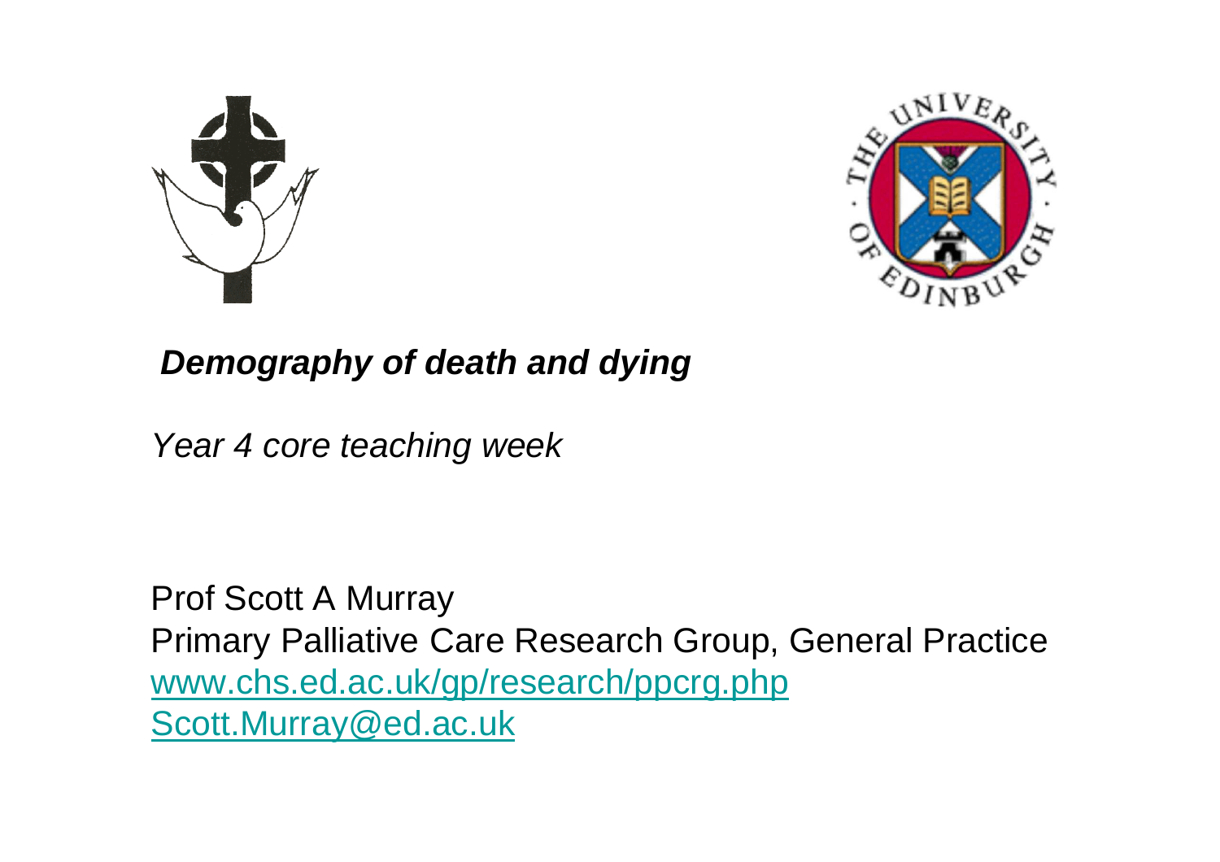***Demography of death and dying***

*Year 4 core teaching week*

Prof Scott A Murray
Primary Palliative Care Research Group, General Practice
www.chs.ed.ac.uk/gp/research/ppcrg.php
Scott.Murray@ed.ac.uk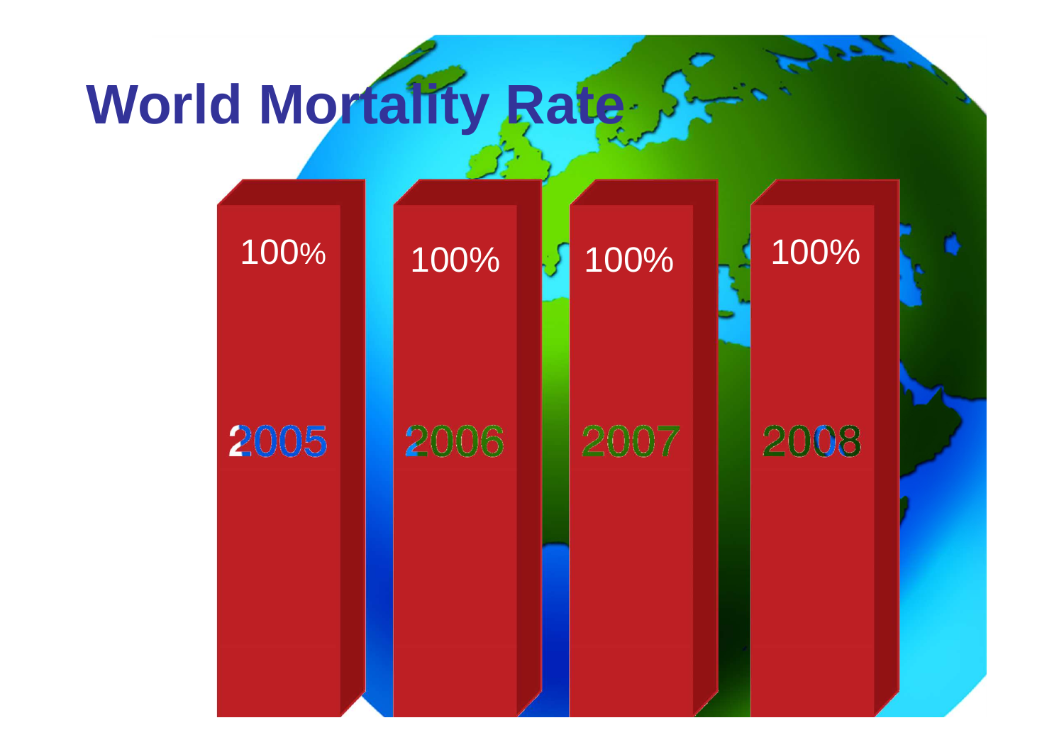# World Mortality Rate

100%

2005

100%

2006

100%

2007

100%

2008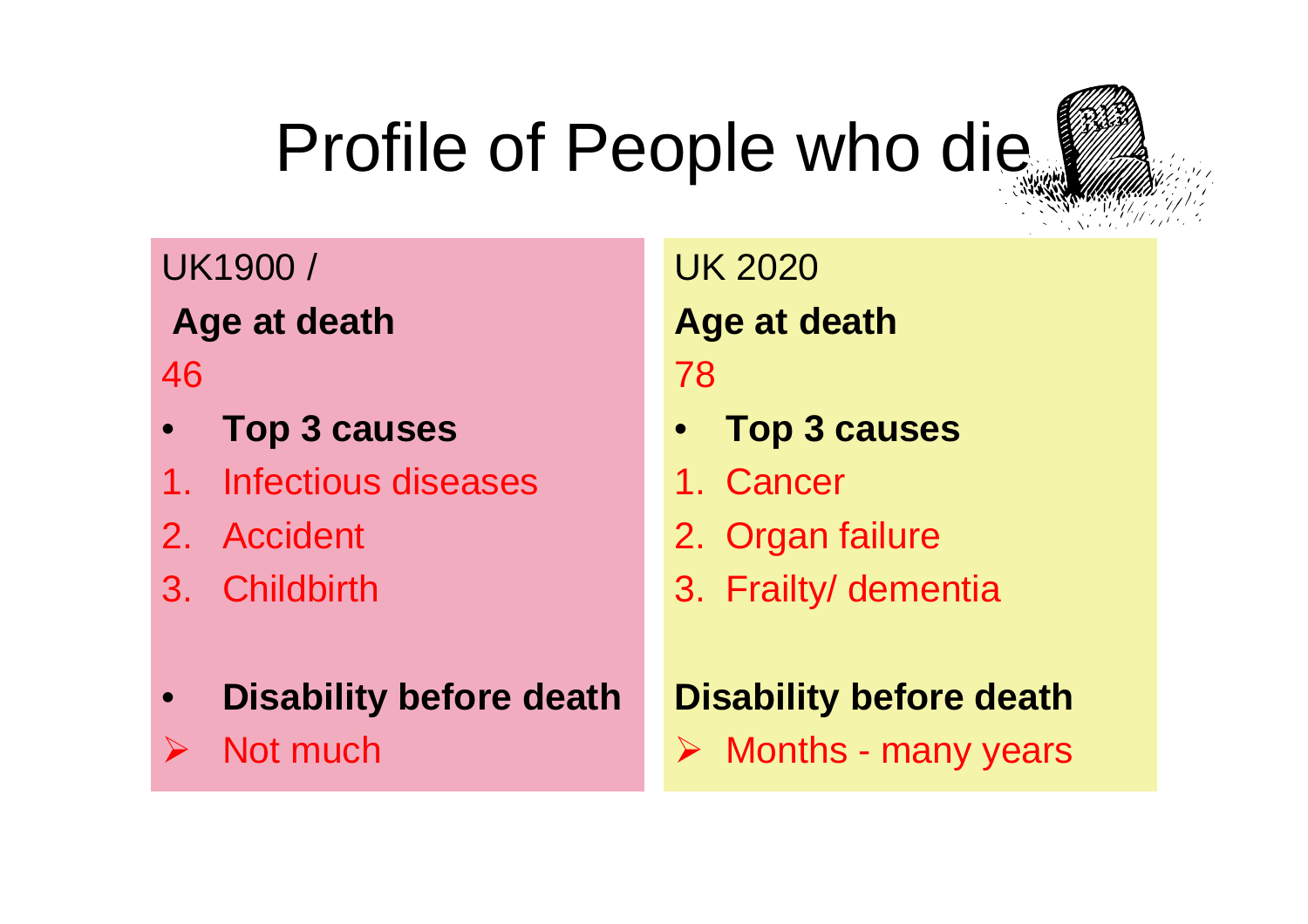# Profile of People who die

UK1900 /

**Age at death**

46

- **Top 3 causes**

1. Infectious diseases
2. Accident
3. Childbirth

- **Disability before death**
  - Not much

UK 2020

**Age at death**

78

- **Top 3 causes**

1. Cancer
2. Organ failure
3. Frailty/ dementia

**Disability before death**

- Months - many years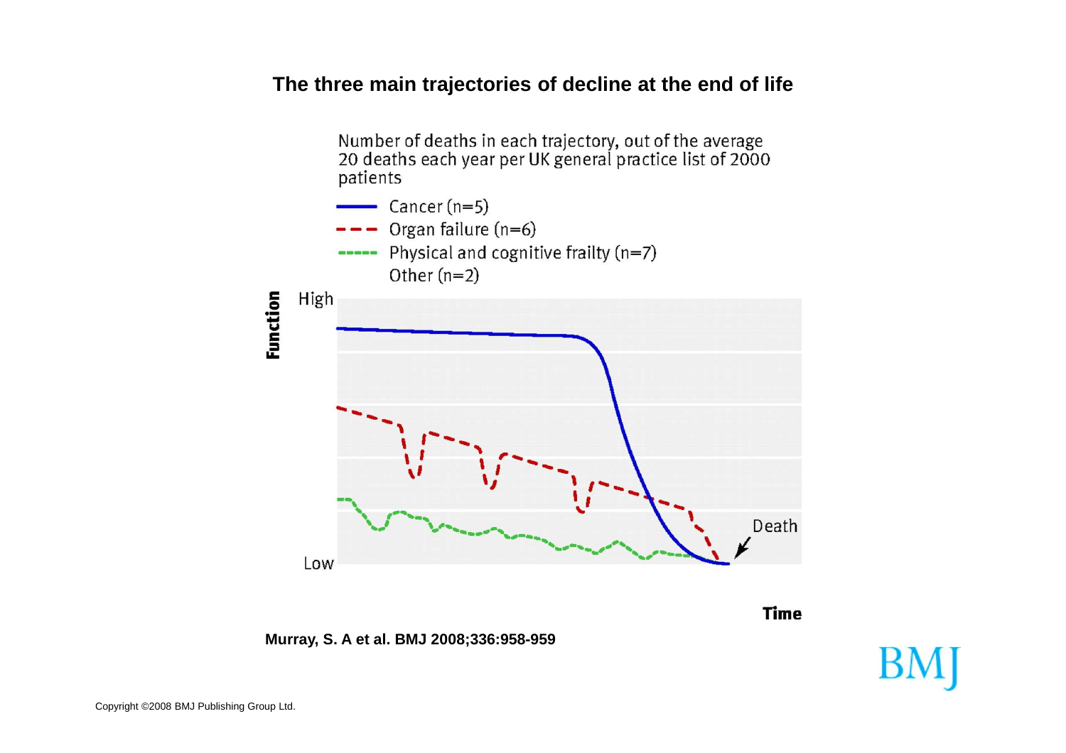# The three main trajectories of decline at the end of life

Number of deaths in each trajectory, out of the average 20 deaths each year per UK general practice list of 2000 patients

Cancer (n=5)

Organ failure (n=6)

Physical and cognitive frailty (n=7)

Other (n=2)

Function

High

Low

Death

Time

**Murray, S. A et al. BMJ 2008;336:958-959**

Copyright ©2008 BMJ Publishing Group Ltd.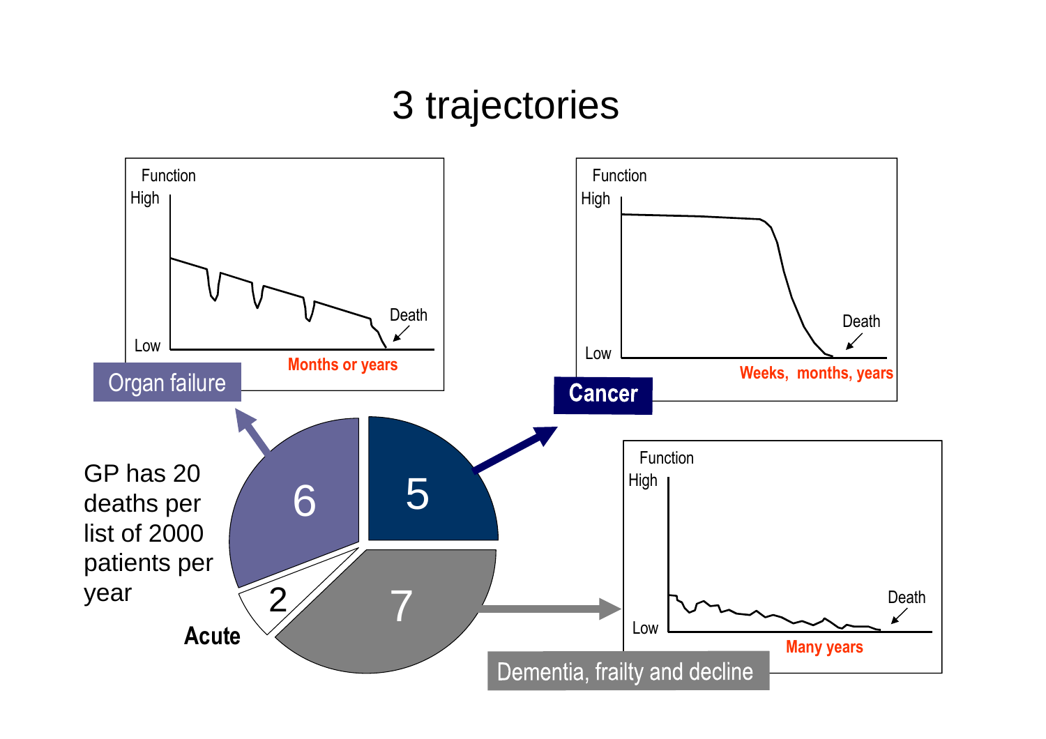# 3 trajectories

Function
High
Low
Death
Months or years

Organ failure

Function
High
Low
Death
Weeks, months, years

Cancer

Function
High
Low
Death
Many years

Dementia, frailty and decline

GP has 20 deaths per list of 2000 patients per year

6
5
2
7

Acute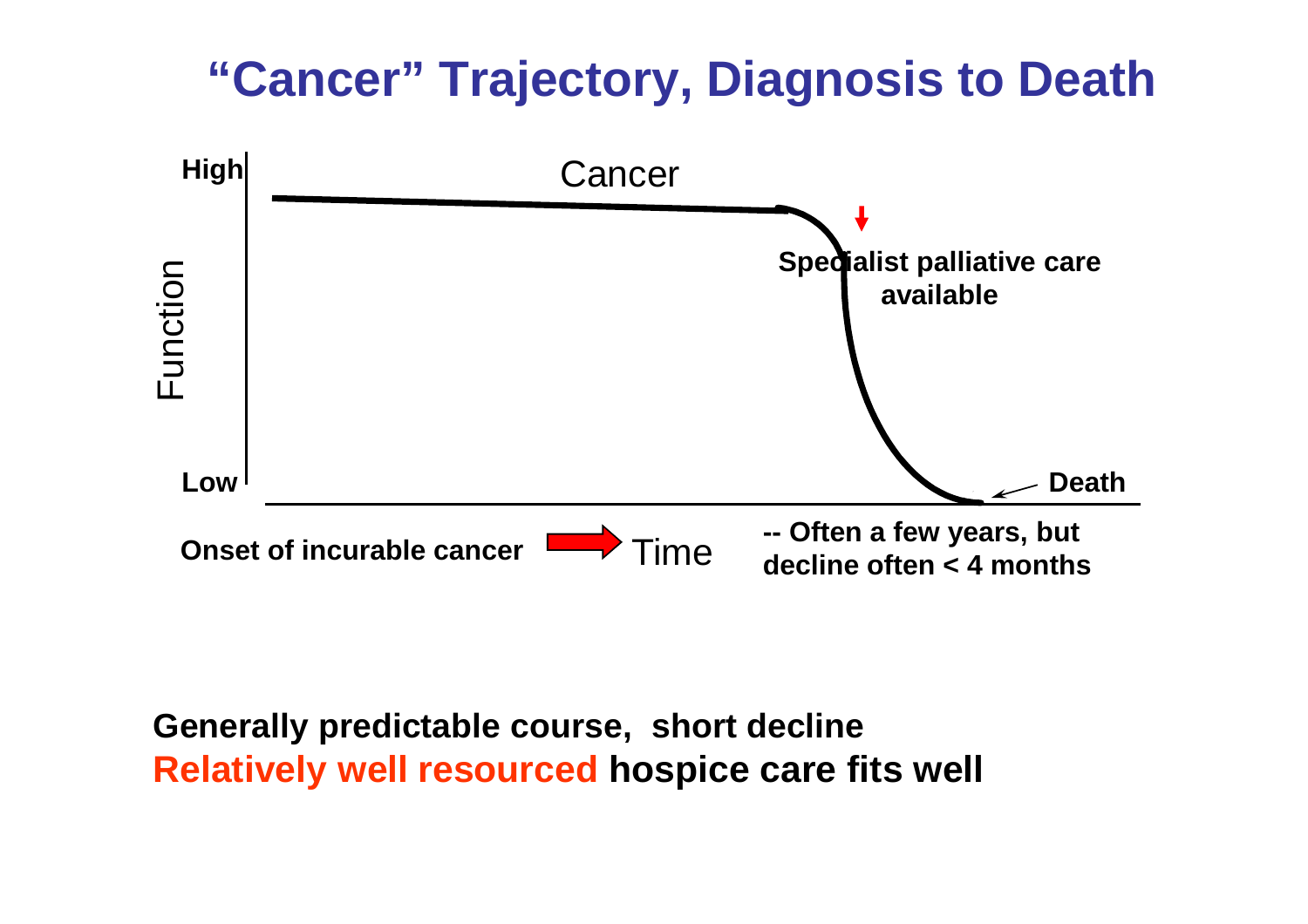# "Cancer" Trajectory, Diagnosis to Death

High

Cancer

Function

Specialist palliative care available

Low

Death

Onset of incurable cancer

Time

-- Often a few years, but decline often < 4 months

**Generally predictable course, short decline**

**Relatively well resourced hospice care fits well**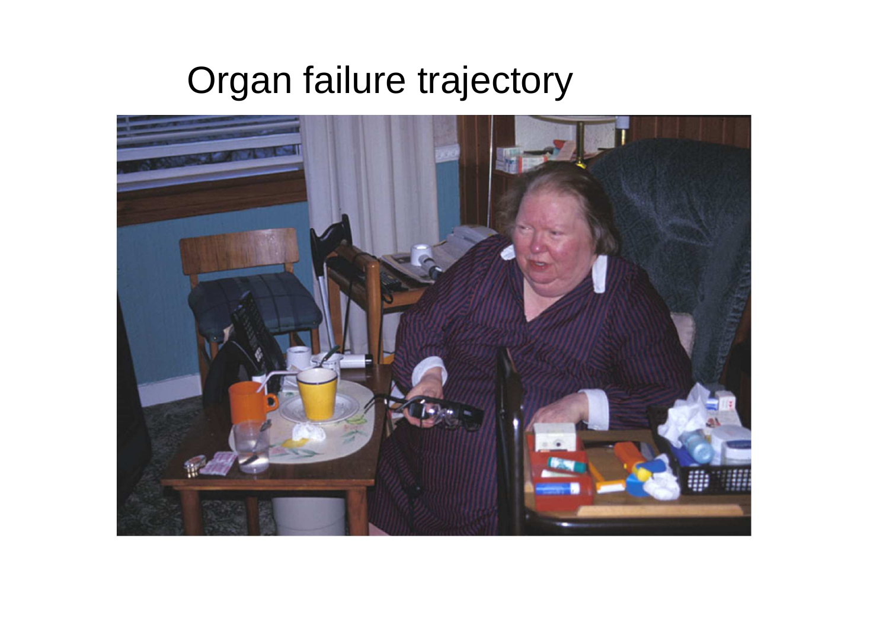# Organ failure trajectory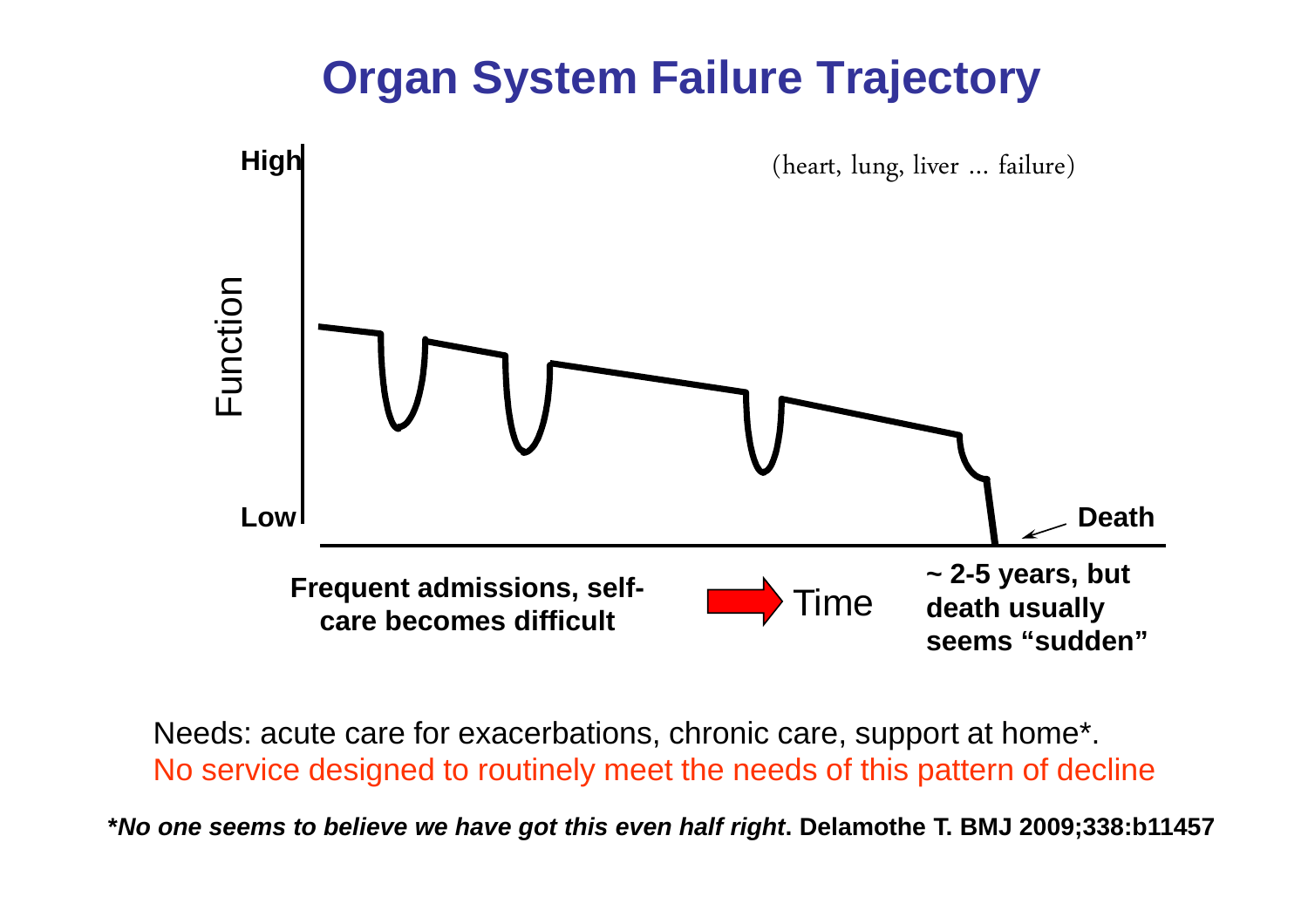# Organ System Failure Trajectory

(heart, lung, liver … failure)

High

Function

Low

Death

Frequent admissions, self-care becomes difficult

Time

~ 2-5 years, but death usually seems "sudden"

Needs: acute care for exacerbations, chronic care, support at home*.

No service designed to routinely meet the needs of this pattern of decline

***No one seems to believe we have got this even half right*. Delamothe T. BMJ 2009;338:b11457**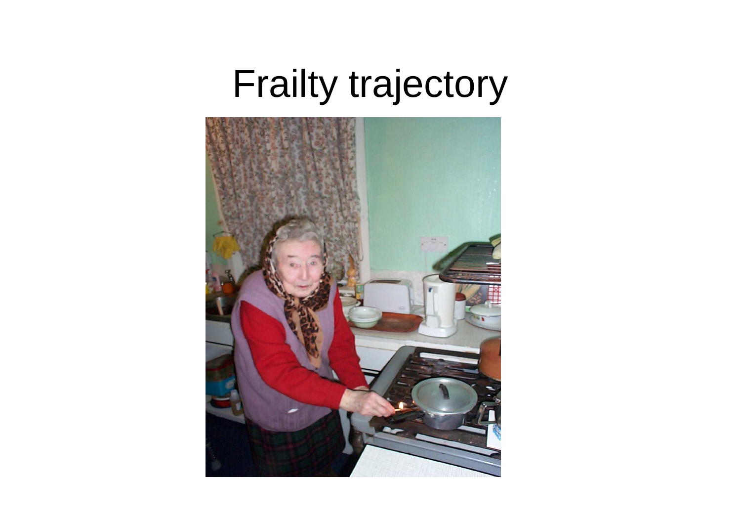# Frailty trajectory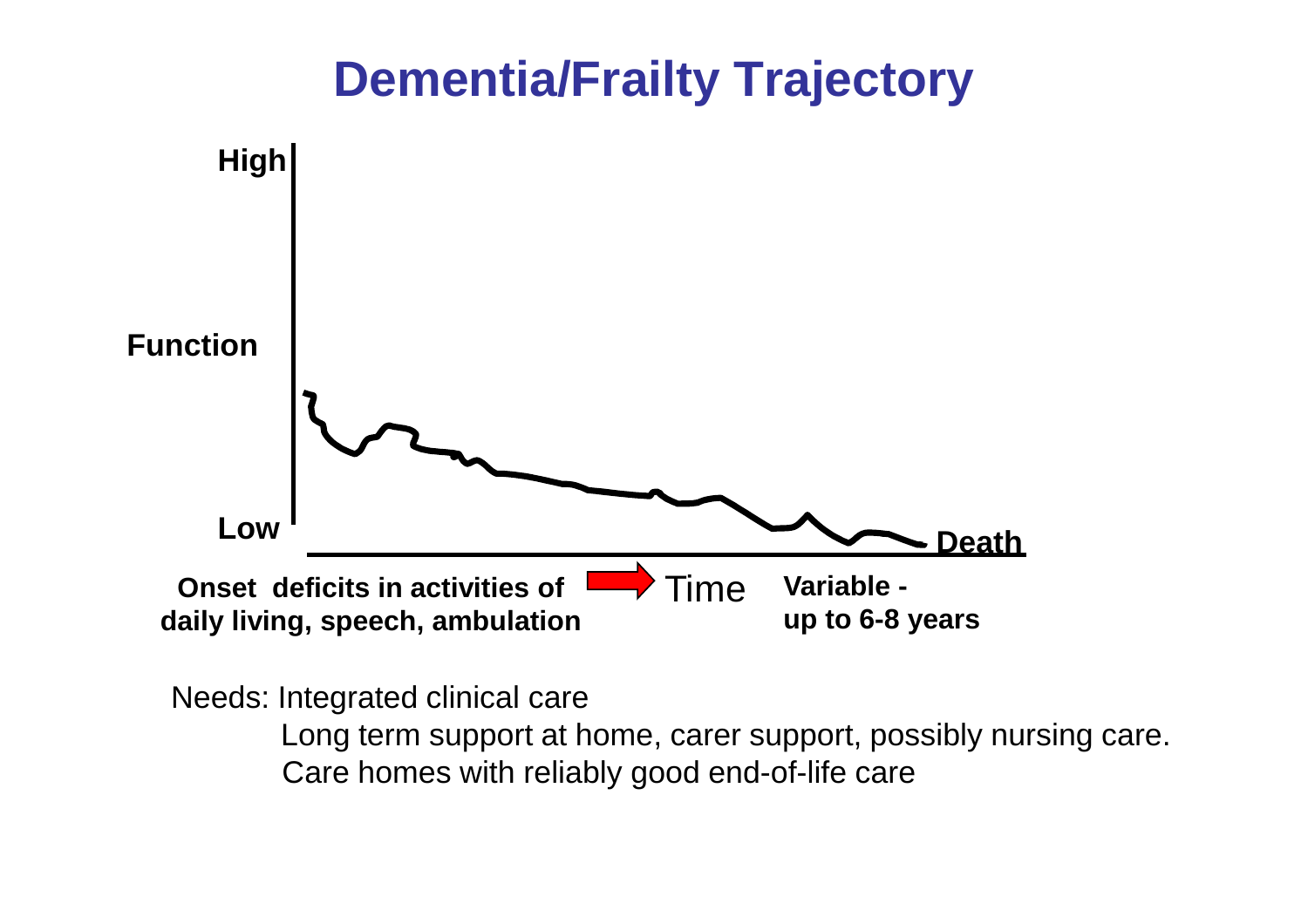# Dementia/Frailty Trajectory

High

Function

Low

Death

Onset deficits in activities of daily living, speech, ambulation

Time

Variable - up to 6-8 years

Needs: Integrated clinical care

Long term support at home, carer support, possibly nursing care.

Care homes with reliably good end-of-life care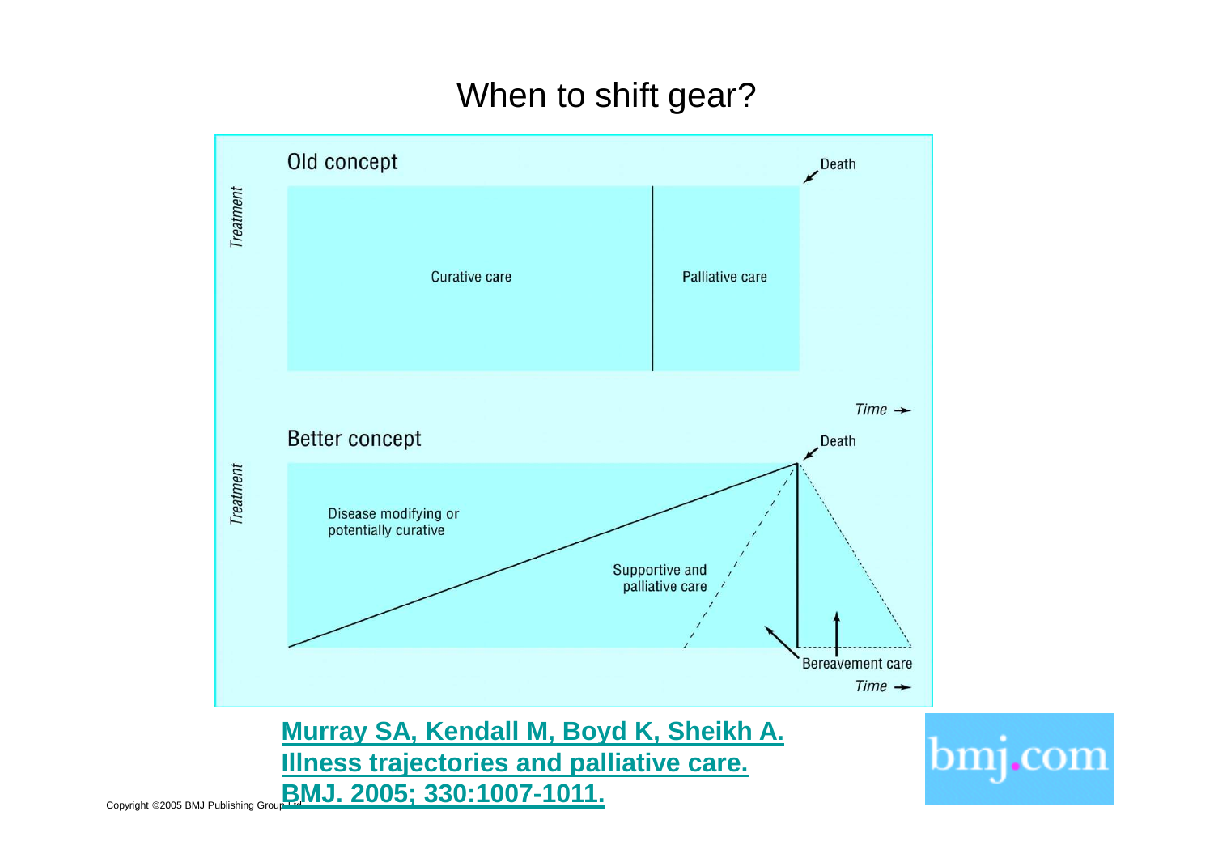# When to shift gear?

Old concept

Treatment

Death

Curative care

Palliative care

Time

Better concept

Treatment

Death

Disease modifying or potentially curative

Supportive and palliative care

Bereavement care

Time

[Murray SA, Kendall M, Boyd K, Sheikh A. Illness trajectories and palliative care. BMJ. 2005; 330:1007-1011.]

Copyright ©2005 BMJ Publishing Group Ltd

bmj.com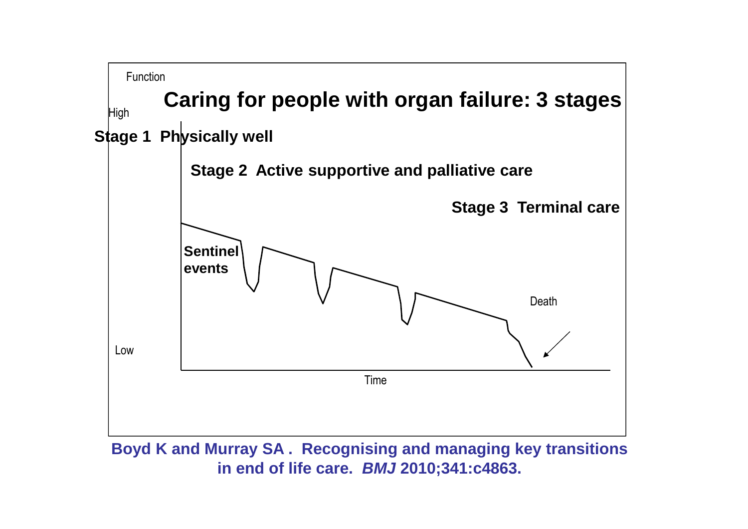# Caring for people with organ failure: 3 stages

Function

High

Stage 1 Physically well

Stage 2 Active supportive and palliative care

Stage 3 Terminal care

Sentinel events

Death

Low

Time

**Boyd K and Murray SA . Recognising and managing key transitions in end of life care. *BMJ* 2010;341:c4863.**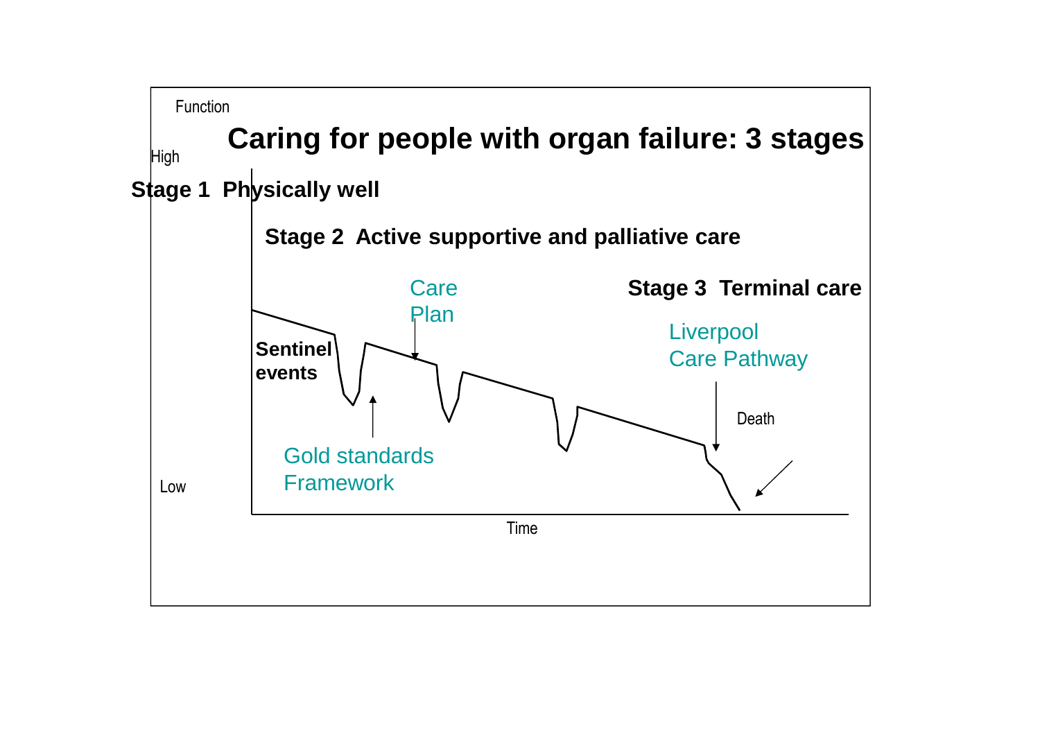# Caring for people with organ failure: 3 stages

Function

High

**Stage 1 Physically well**

**Stage 2 Active supportive and palliative care**

Care Plan

**Stage 3 Terminal care**

Liverpool Care Pathway

**Sentinel events**

Death

Gold standards Framework

Low

Time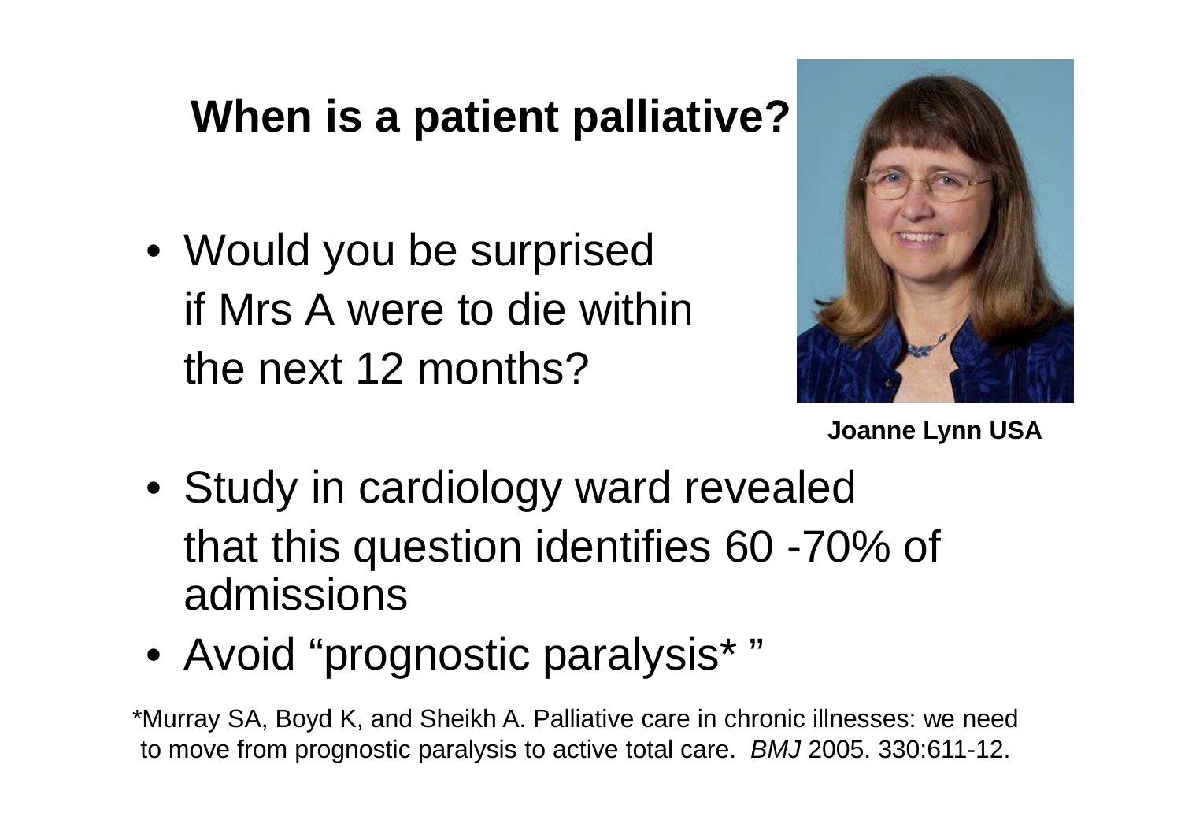# When is a patient palliative?

- Would you be surprised if Mrs A were to die within the next 12 months?

**Joanne Lynn USA**

- Study in cardiology ward revealed that this question identifies 60 -70% of admissions
- Avoid "prognostic paralysis* "

*Murray SA, Boyd K, and Sheikh A. Palliative care in chronic illnesses: we need to move from prognostic paralysis to active total care. *BMJ* 2005. 330:611-12.